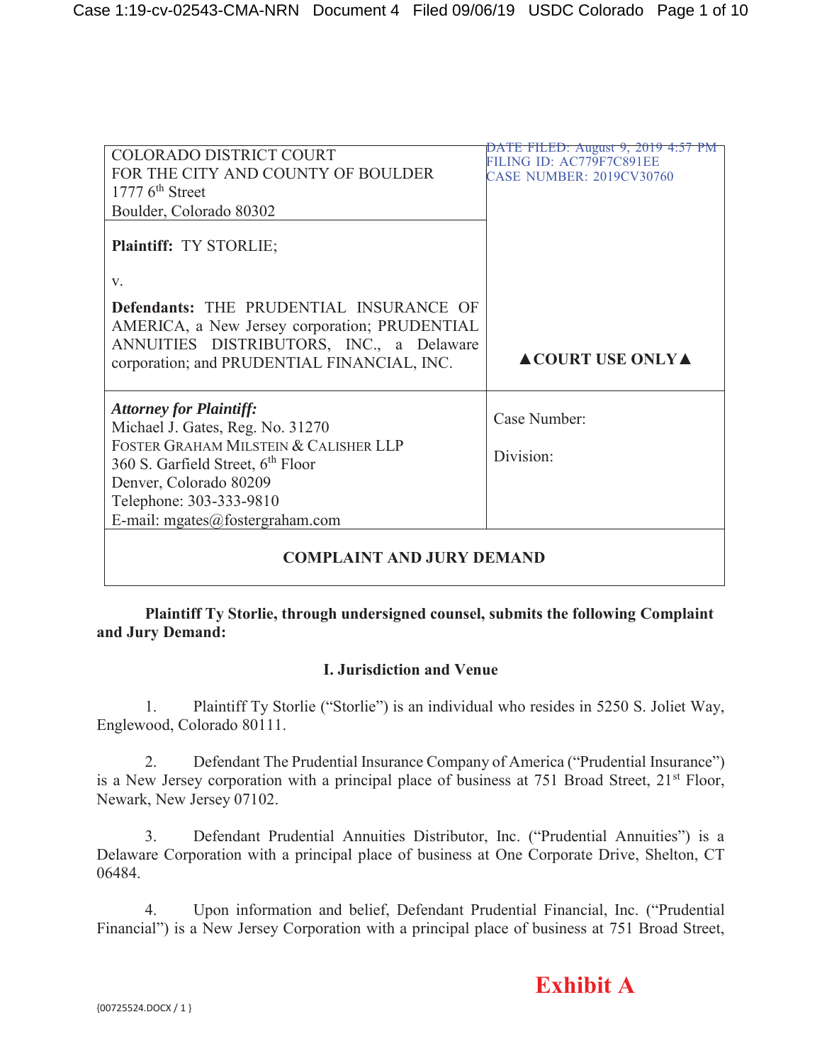| COLORADO DISTRICT COURT<br>FOR THE CITY AND COUNTY OF BOULDER<br>1777 6th Street<br>Boulder, Colorado 80302 | DATE FILED: August 9, 2019 4:57 PM<br>FILING ID: AC779F7C891EE<br>CASE NUMBER: 2019CV30760 |
|---|---|
| **Plaintiff:** TY STORLIE;<br><br>v.<br><br>**Defendants:** THE PRUDENTIAL INSURANCE OF AMERICA, a New Jersey corporation; PRUDENTIAL ANNUITIES DISTRIBUTORS, INC., a Delaware corporation; and PRUDENTIAL FINANCIAL, INC. | ▲COURT USE ONLY▲ |
| ***Attorney for Plaintiff:***<br>Michael J. Gates, Reg. No. 31270<br>FOSTER GRAHAM MILSTEIN & CALISHER LLP<br>360 S. Garfield Street, 6th Floor<br>Denver, Colorado 80209<br>Telephone: 303-333-9810<br>E-mail: mgates@fostergraham.com | Case Number:<br><br>Division: |

**COMPLAINT AND JURY DEMAND**

**Plaintiff Ty Storlie, through undersigned counsel, submits the following Complaint and Jury Demand:**

## I. Jurisdiction and Venue

1. Plaintiff Ty Storlie ("Storlie") is an individual who resides in 5250 S. Joliet Way, Englewood, Colorado 80111.

2. Defendant The Prudential Insurance Company of America ("Prudential Insurance") is a New Jersey corporation with a principal place of business at 751 Broad Street, 21st Floor, Newark, New Jersey 07102.

3. Defendant Prudential Annuities Distributor, Inc. ("Prudential Annuities") is a Delaware Corporation with a principal place of business at One Corporate Drive, Shelton, CT 06484.

4. Upon information and belief, Defendant Prudential Financial, Inc. ("Prudential Financial") is a New Jersey Corporation with a principal place of business at 751 Broad Street,

Exhibit A

{00725524.DOCX / 1 }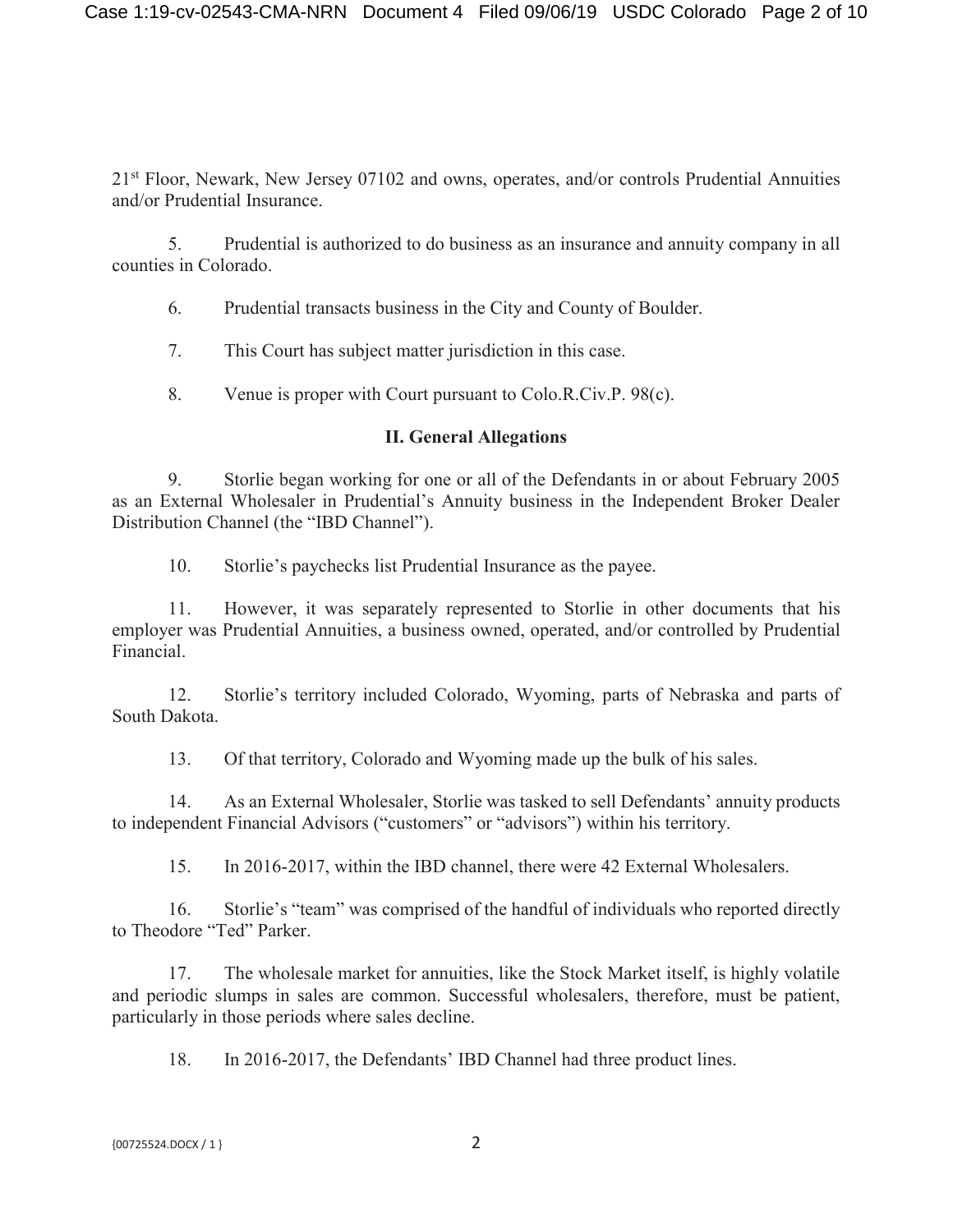21st Floor, Newark, New Jersey 07102 and owns, operates, and/or controls Prudential Annuities and/or Prudential Insurance.

5. Prudential is authorized to do business as an insurance and annuity company in all counties in Colorado.

6. Prudential transacts business in the City and County of Boulder.

7. This Court has subject matter jurisdiction in this case.

8. Venue is proper with Court pursuant to Colo.R.Civ.P. 98(c).

## II. General Allegations

9. Storlie began working for one or all of the Defendants in or about February 2005 as an External Wholesaler in Prudential's Annuity business in the Independent Broker Dealer Distribution Channel (the "IBD Channel").

10. Storlie's paychecks list Prudential Insurance as the payee.

11. However, it was separately represented to Storlie in other documents that his employer was Prudential Annuities, a business owned, operated, and/or controlled by Prudential Financial.

12. Storlie's territory included Colorado, Wyoming, parts of Nebraska and parts of South Dakota.

13. Of that territory, Colorado and Wyoming made up the bulk of his sales.

14. As an External Wholesaler, Storlie was tasked to sell Defendants' annuity products to independent Financial Advisors ("customers" or "advisors") within his territory.

15. In 2016-2017, within the IBD channel, there were 42 External Wholesalers.

16. Storlie's "team" was comprised of the handful of individuals who reported directly to Theodore "Ted" Parker.

17. The wholesale market for annuities, like the Stock Market itself, is highly volatile and periodic slumps in sales are common. Successful wholesalers, therefore, must be patient, particularly in those periods where sales decline.

18. In 2016-2017, the Defendants' IBD Channel had three product lines.

{00725524.DOCX / 1 }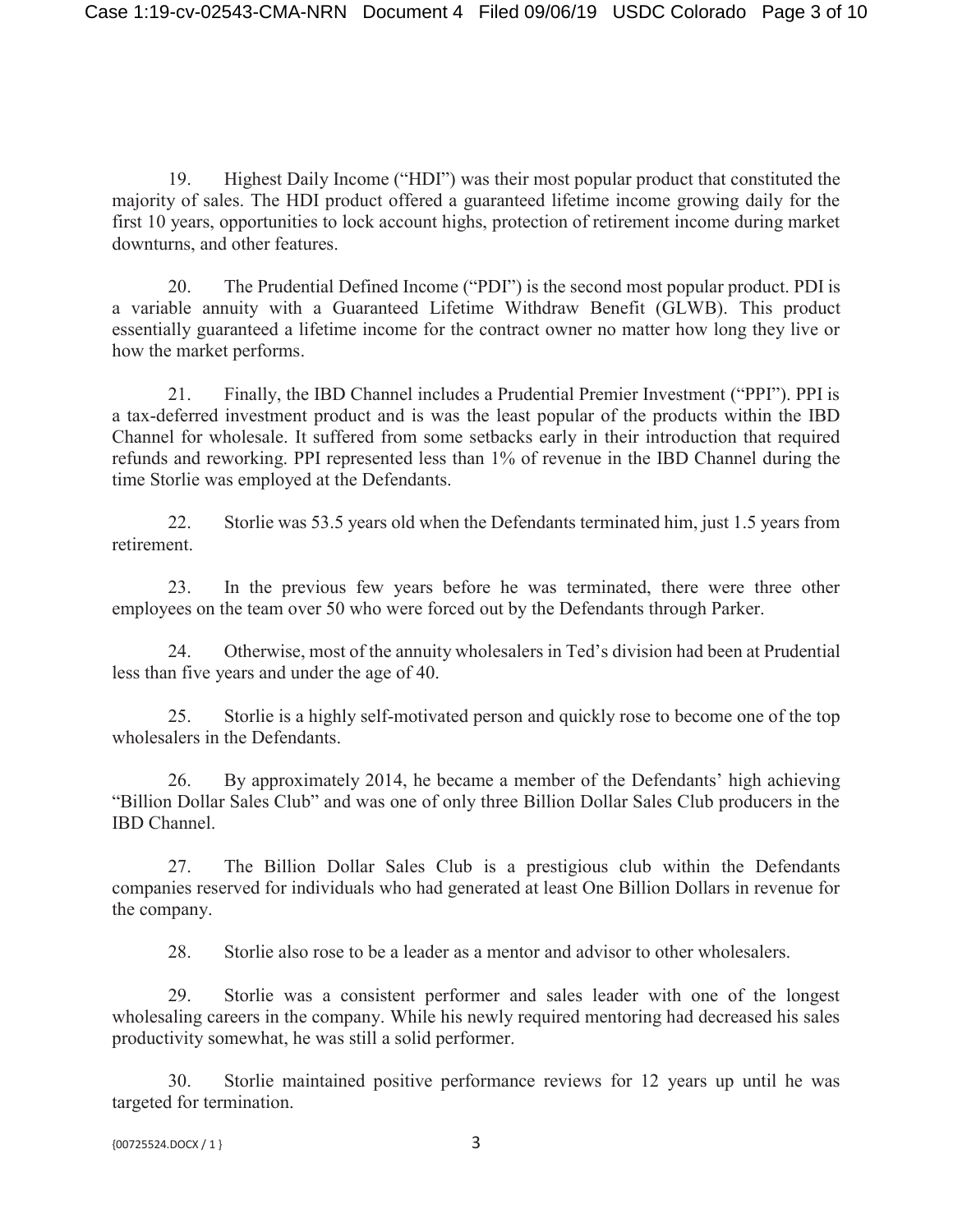19. Highest Daily Income ("HDI") was their most popular product that constituted the majority of sales. The HDI product offered a guaranteed lifetime income growing daily for the first 10 years, opportunities to lock account highs, protection of retirement income during market downturns, and other features.

20. The Prudential Defined Income ("PDI") is the second most popular product. PDI is a variable annuity with a Guaranteed Lifetime Withdraw Benefit (GLWB). This product essentially guaranteed a lifetime income for the contract owner no matter how long they live or how the market performs.

21. Finally, the IBD Channel includes a Prudential Premier Investment ("PPI"). PPI is a tax-deferred investment product and is was the least popular of the products within the IBD Channel for wholesale. It suffered from some setbacks early in their introduction that required refunds and reworking. PPI represented less than 1% of revenue in the IBD Channel during the time Storlie was employed at the Defendants.

22. Storlie was 53.5 years old when the Defendants terminated him, just 1.5 years from retirement.

23. In the previous few years before he was terminated, there were three other employees on the team over 50 who were forced out by the Defendants through Parker.

24. Otherwise, most of the annuity wholesalers in Ted's division had been at Prudential less than five years and under the age of 40.

25. Storlie is a highly self-motivated person and quickly rose to become one of the top wholesalers in the Defendants.

26. By approximately 2014, he became a member of the Defendants' high achieving "Billion Dollar Sales Club" and was one of only three Billion Dollar Sales Club producers in the IBD Channel.

27. The Billion Dollar Sales Club is a prestigious club within the Defendants companies reserved for individuals who had generated at least One Billion Dollars in revenue for the company.

28. Storlie also rose to be a leader as a mentor and advisor to other wholesalers.

29. Storlie was a consistent performer and sales leader with one of the longest wholesaling careers in the company. While his newly required mentoring had decreased his sales productivity somewhat, he was still a solid performer.

30. Storlie maintained positive performance reviews for 12 years up until he was targeted for termination.

{00725524.DOCX / 1 }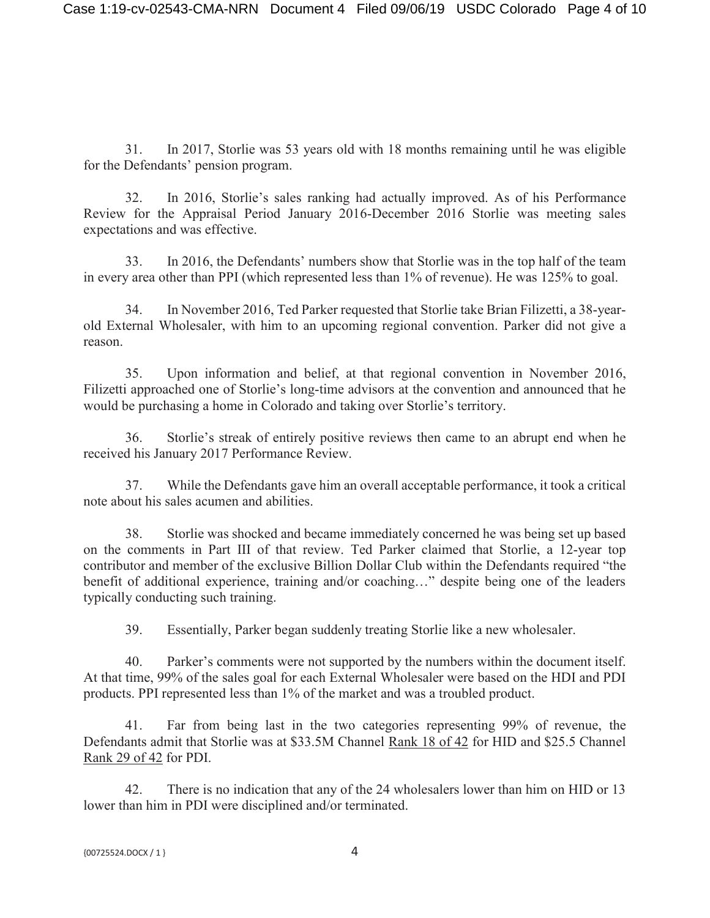31. In 2017, Storlie was 53 years old with 18 months remaining until he was eligible for the Defendants' pension program.

32. In 2016, Storlie's sales ranking had actually improved. As of his Performance Review for the Appraisal Period January 2016-December 2016 Storlie was meeting sales expectations and was effective.

33. In 2016, the Defendants' numbers show that Storlie was in the top half of the team in every area other than PPI (which represented less than 1% of revenue). He was 125% to goal.

34. In November 2016, Ted Parker requested that Storlie take Brian Filizetti, a 38-year-old External Wholesaler, with him to an upcoming regional convention. Parker did not give a reason.

35. Upon information and belief, at that regional convention in November 2016, Filizetti approached one of Storlie's long-time advisors at the convention and announced that he would be purchasing a home in Colorado and taking over Storlie's territory.

36. Storlie's streak of entirely positive reviews then came to an abrupt end when he received his January 2017 Performance Review.

37. While the Defendants gave him an overall acceptable performance, it took a critical note about his sales acumen and abilities.

38. Storlie was shocked and became immediately concerned he was being set up based on the comments in Part III of that review. Ted Parker claimed that Storlie, a 12-year top contributor and member of the exclusive Billion Dollar Club within the Defendants required "the benefit of additional experience, training and/or coaching…" despite being one of the leaders typically conducting such training.

39. Essentially, Parker began suddenly treating Storlie like a new wholesaler.

40. Parker's comments were not supported by the numbers within the document itself. At that time, 99% of the sales goal for each External Wholesaler were based on the HDI and PDI products. PPI represented less than 1% of the market and was a troubled product.

41. Far from being last in the two categories representing 99% of revenue, the Defendants admit that Storlie was at $33.5M Channel <u>Rank 18 of 42</u> for HID and $25.5 Channel <u>Rank 29 of 42</u> for PDI.

42. There is no indication that any of the 24 wholesalers lower than him on HID or 13 lower than him in PDI were disciplined and/or terminated.

{00725524.DOCX / 1 }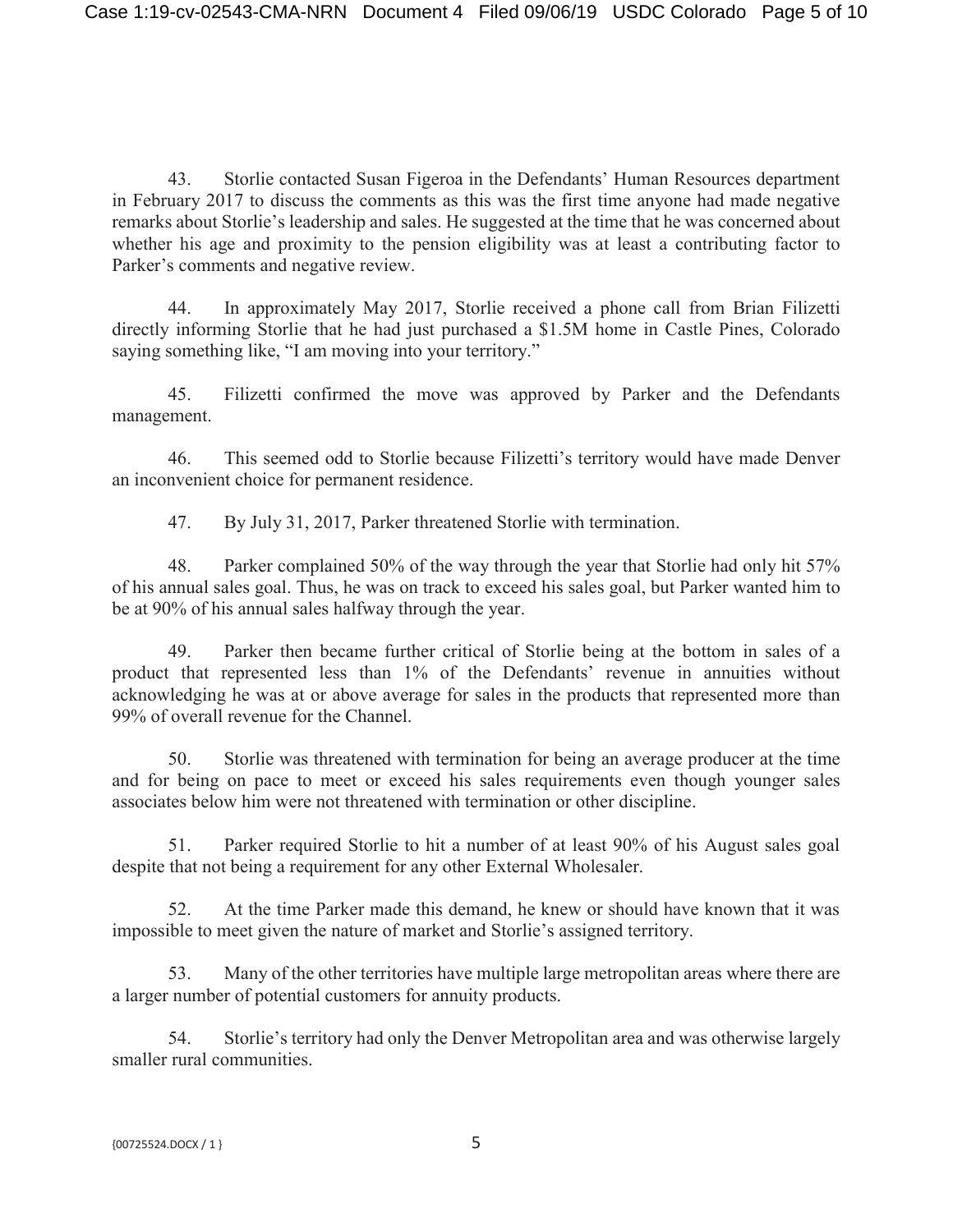43. Storlie contacted Susan Figeroa in the Defendants' Human Resources department in February 2017 to discuss the comments as this was the first time anyone had made negative remarks about Storlie's leadership and sales. He suggested at the time that he was concerned about whether his age and proximity to the pension eligibility was at least a contributing factor to Parker's comments and negative review.

44. In approximately May 2017, Storlie received a phone call from Brian Filizetti directly informing Storlie that he had just purchased a $1.5M home in Castle Pines, Colorado saying something like, "I am moving into your territory."

45. Filizetti confirmed the move was approved by Parker and the Defendants management.

46. This seemed odd to Storlie because Filizetti's territory would have made Denver an inconvenient choice for permanent residence.

47. By July 31, 2017, Parker threatened Storlie with termination.

48. Parker complained 50% of the way through the year that Storlie had only hit 57% of his annual sales goal. Thus, he was on track to exceed his sales goal, but Parker wanted him to be at 90% of his annual sales halfway through the year.

49. Parker then became further critical of Storlie being at the bottom in sales of a product that represented less than 1% of the Defendants' revenue in annuities without acknowledging he was at or above average for sales in the products that represented more than 99% of overall revenue for the Channel.

50. Storlie was threatened with termination for being an average producer at the time and for being on pace to meet or exceed his sales requirements even though younger sales associates below him were not threatened with termination or other discipline.

51. Parker required Storlie to hit a number of at least 90% of his August sales goal despite that not being a requirement for any other External Wholesaler.

52. At the time Parker made this demand, he knew or should have known that it was impossible to meet given the nature of market and Storlie's assigned territory.

53. Many of the other territories have multiple large metropolitan areas where there are a larger number of potential customers for annuity products.

54. Storlie's territory had only the Denver Metropolitan area and was otherwise largely smaller rural communities.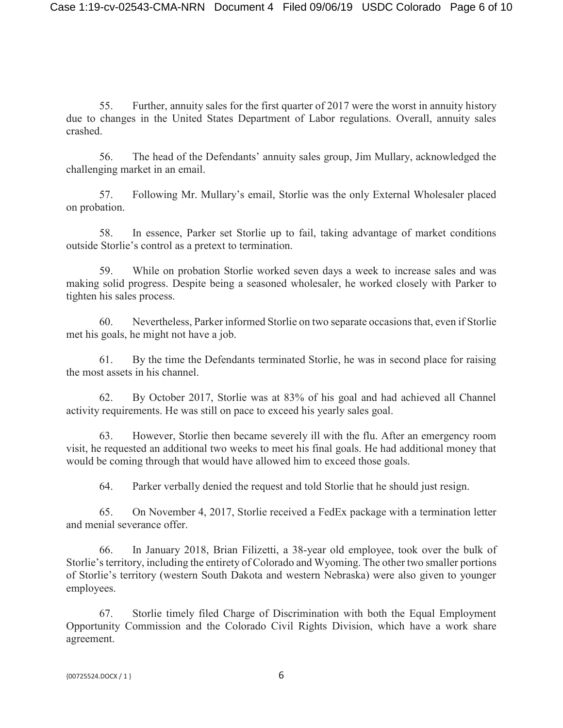55. Further, annuity sales for the first quarter of 2017 were the worst in annuity history due to changes in the United States Department of Labor regulations. Overall, annuity sales crashed.

56. The head of the Defendants' annuity sales group, Jim Mullary, acknowledged the challenging market in an email.

57. Following Mr. Mullary's email, Storlie was the only External Wholesaler placed on probation.

58. In essence, Parker set Storlie up to fail, taking advantage of market conditions outside Storlie's control as a pretext to termination.

59. While on probation Storlie worked seven days a week to increase sales and was making solid progress. Despite being a seasoned wholesaler, he worked closely with Parker to tighten his sales process.

60. Nevertheless, Parker informed Storlie on two separate occasions that, even if Storlie met his goals, he might not have a job.

61. By the time the Defendants terminated Storlie, he was in second place for raising the most assets in his channel.

62. By October 2017, Storlie was at 83% of his goal and had achieved all Channel activity requirements. He was still on pace to exceed his yearly sales goal.

63. However, Storlie then became severely ill with the flu. After an emergency room visit, he requested an additional two weeks to meet his final goals. He had additional money that would be coming through that would have allowed him to exceed those goals.

64. Parker verbally denied the request and told Storlie that he should just resign.

65. On November 4, 2017, Storlie received a FedEx package with a termination letter and menial severance offer.

66. In January 2018, Brian Filizetti, a 38-year old employee, took over the bulk of Storlie's territory, including the entirety of Colorado and Wyoming. The other two smaller portions of Storlie's territory (western South Dakota and western Nebraska) were also given to younger employees.

67. Storlie timely filed Charge of Discrimination with both the Equal Employment Opportunity Commission and the Colorado Civil Rights Division, which have a work share agreement.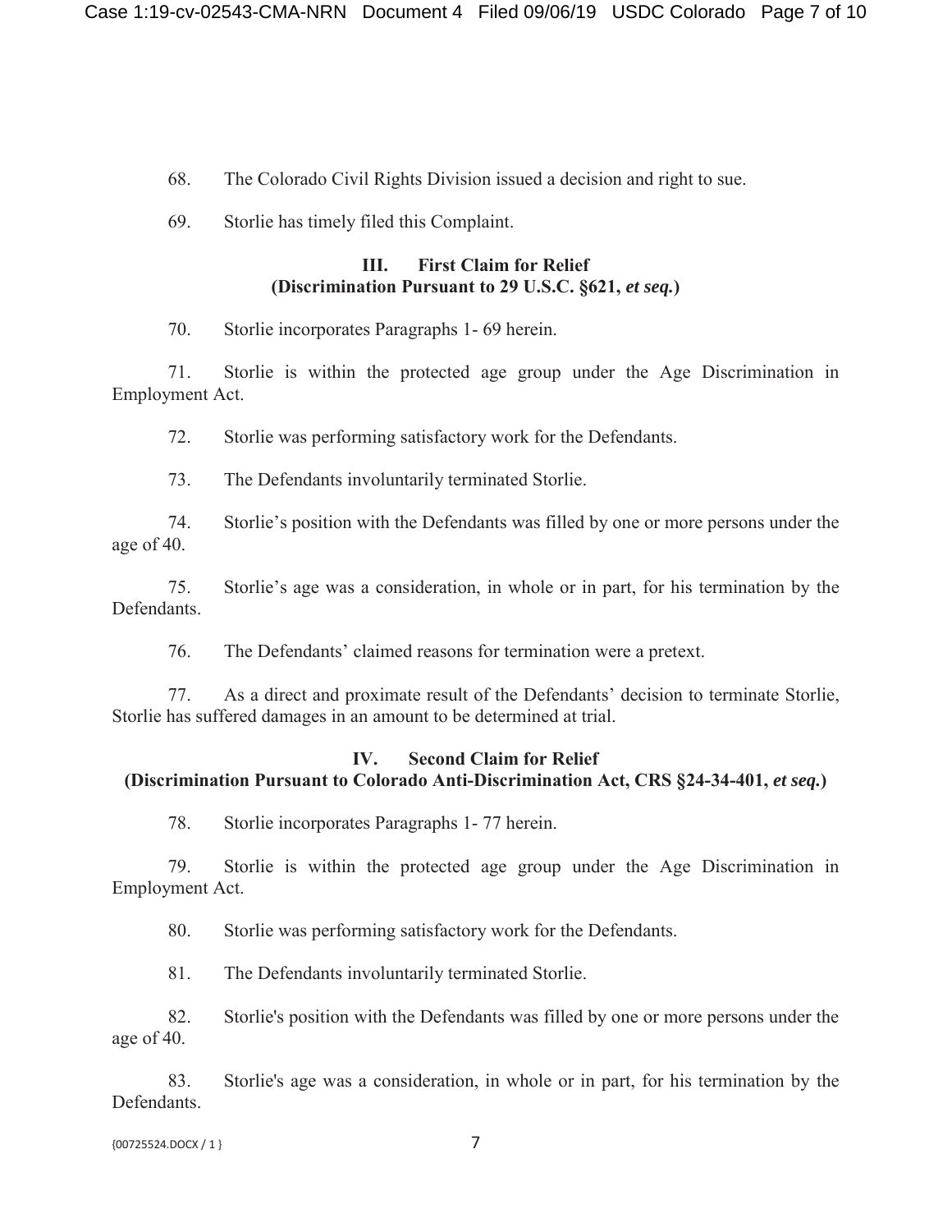68. The Colorado Civil Rights Division issued a decision and right to sue.

69. Storlie has timely filed this Complaint.

## III. First Claim for Relief (Discrimination Pursuant to 29 U.S.C. §621, *et seq.*)

70. Storlie incorporates Paragraphs 1- 69 herein.

71. Storlie is within the protected age group under the Age Discrimination in Employment Act.

72. Storlie was performing satisfactory work for the Defendants.

73. The Defendants involuntarily terminated Storlie.

74. Storlie's position with the Defendants was filled by one or more persons under the age of 40.

75. Storlie's age was a consideration, in whole or in part, for his termination by the Defendants.

76. The Defendants' claimed reasons for termination were a pretext.

77. As a direct and proximate result of the Defendants' decision to terminate Storlie, Storlie has suffered damages in an amount to be determined at trial.

## IV. Second Claim for Relief (Discrimination Pursuant to Colorado Anti-Discrimination Act, CRS §24-34-401, *et seq.*)

78. Storlie incorporates Paragraphs 1- 77 herein.

79. Storlie is within the protected age group under the Age Discrimination in Employment Act.

80. Storlie was performing satisfactory work for the Defendants.

81. The Defendants involuntarily terminated Storlie.

82. Storlie's position with the Defendants was filled by one or more persons under the age of 40.

83. Storlie's age was a consideration, in whole or in part, for his termination by the Defendants.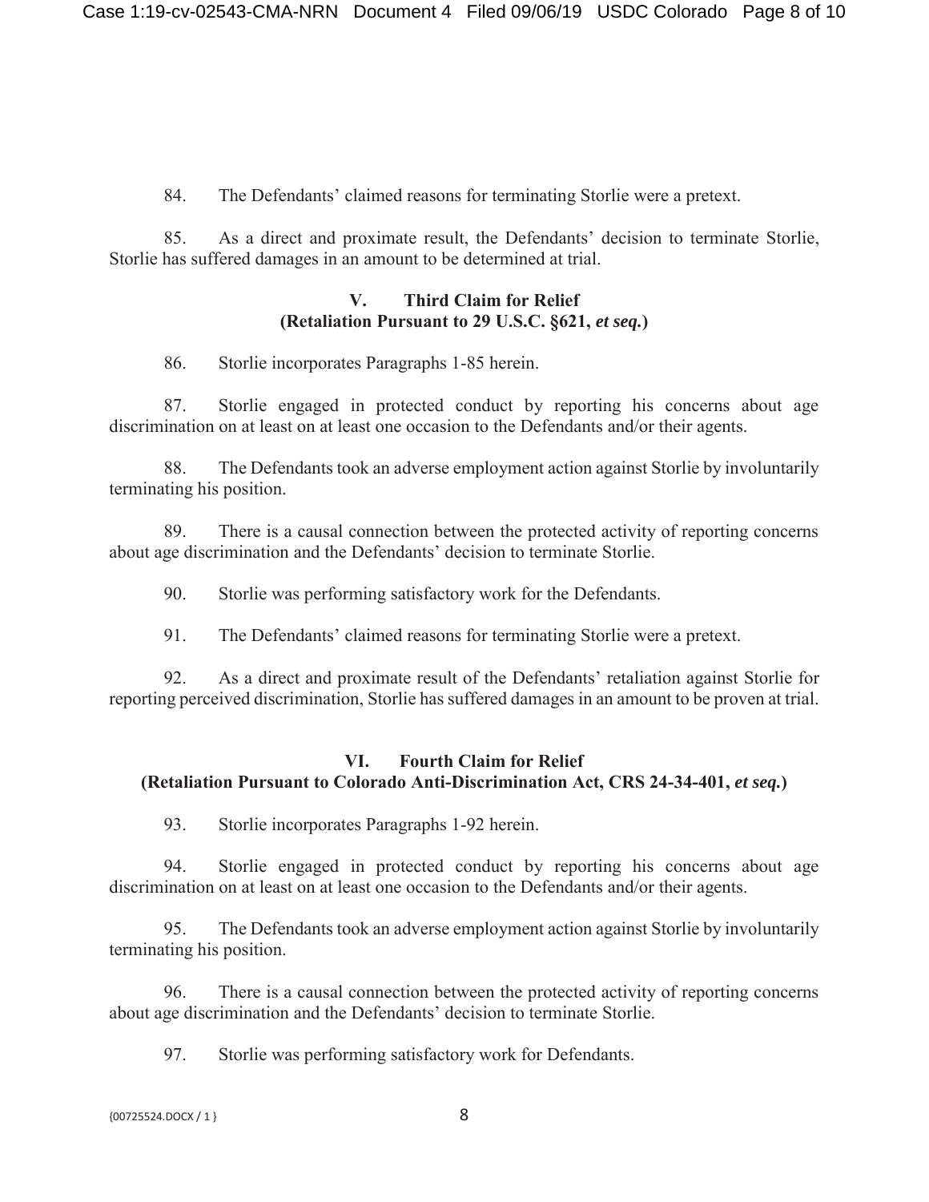84. The Defendants' claimed reasons for terminating Storlie were a pretext.

85. As a direct and proximate result, the Defendants' decision to terminate Storlie, Storlie has suffered damages in an amount to be determined at trial.

## V. Third Claim for Relief
## (Retaliation Pursuant to 29 U.S.C. §621, *et seq.*)

86. Storlie incorporates Paragraphs 1-85 herein.

87. Storlie engaged in protected conduct by reporting his concerns about age discrimination on at least on at least one occasion to the Defendants and/or their agents.

88. The Defendants took an adverse employment action against Storlie by involuntarily terminating his position.

89. There is a causal connection between the protected activity of reporting concerns about age discrimination and the Defendants' decision to terminate Storlie.

90. Storlie was performing satisfactory work for the Defendants.

91. The Defendants' claimed reasons for terminating Storlie were a pretext.

92. As a direct and proximate result of the Defendants' retaliation against Storlie for reporting perceived discrimination, Storlie has suffered damages in an amount to be proven at trial.

## VI. Fourth Claim for Relief
## (Retaliation Pursuant to Colorado Anti-Discrimination Act, CRS 24-34-401, *et seq.*)

93. Storlie incorporates Paragraphs 1-92 herein.

94. Storlie engaged in protected conduct by reporting his concerns about age discrimination on at least on at least one occasion to the Defendants and/or their agents.

95. The Defendants took an adverse employment action against Storlie by involuntarily terminating his position.

96. There is a causal connection between the protected activity of reporting concerns about age discrimination and the Defendants' decision to terminate Storlie.

97. Storlie was performing satisfactory work for Defendants.

{00725524.DOCX / 1 }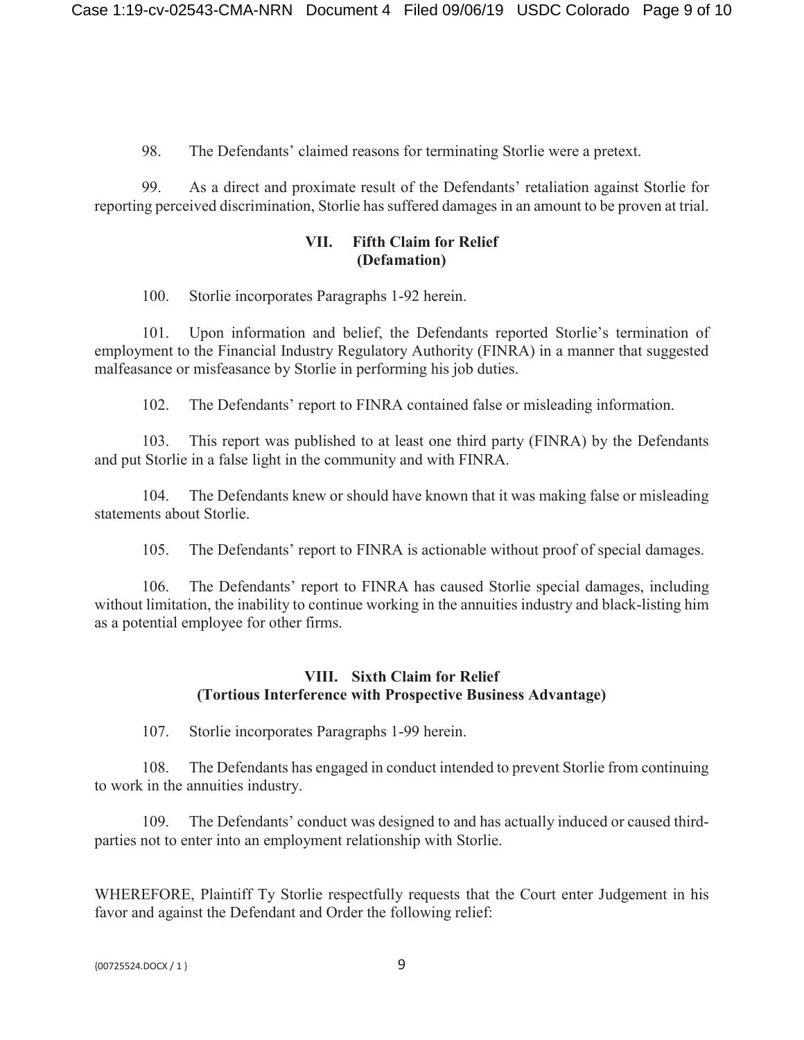98. The Defendants' claimed reasons for terminating Storlie were a pretext.

99. As a direct and proximate result of the Defendants' retaliation against Storlie for reporting perceived discrimination, Storlie has suffered damages in an amount to be proven at trial.

## VII. Fifth Claim for Relief (Defamation)

100. Storlie incorporates Paragraphs 1-92 herein.

101. Upon information and belief, the Defendants reported Storlie's termination of employment to the Financial Industry Regulatory Authority (FINRA) in a manner that suggested malfeasance or misfeasance by Storlie in performing his job duties.

102. The Defendants' report to FINRA contained false or misleading information.

103. This report was published to at least one third party (FINRA) by the Defendants and put Storlie in a false light in the community and with FINRA.

104. The Defendants knew or should have known that it was making false or misleading statements about Storlie.

105. The Defendants' report to FINRA is actionable without proof of special damages.

106. The Defendants' report to FINRA has caused Storlie special damages, including without limitation, the inability to continue working in the annuities industry and black-listing him as a potential employee for other firms.

## VIII. Sixth Claim for Relief (Tortious Interference with Prospective Business Advantage)

107. Storlie incorporates Paragraphs 1-99 herein.

108. The Defendants has engaged in conduct intended to prevent Storlie from continuing to work in the annuities industry.

109. The Defendants' conduct was designed to and has actually induced or caused third-parties not to enter into an employment relationship with Storlie.

WHEREFORE, Plaintiff Ty Storlie respectfully requests that the Court enter Judgement in his favor and against the Defendant and Order the following relief: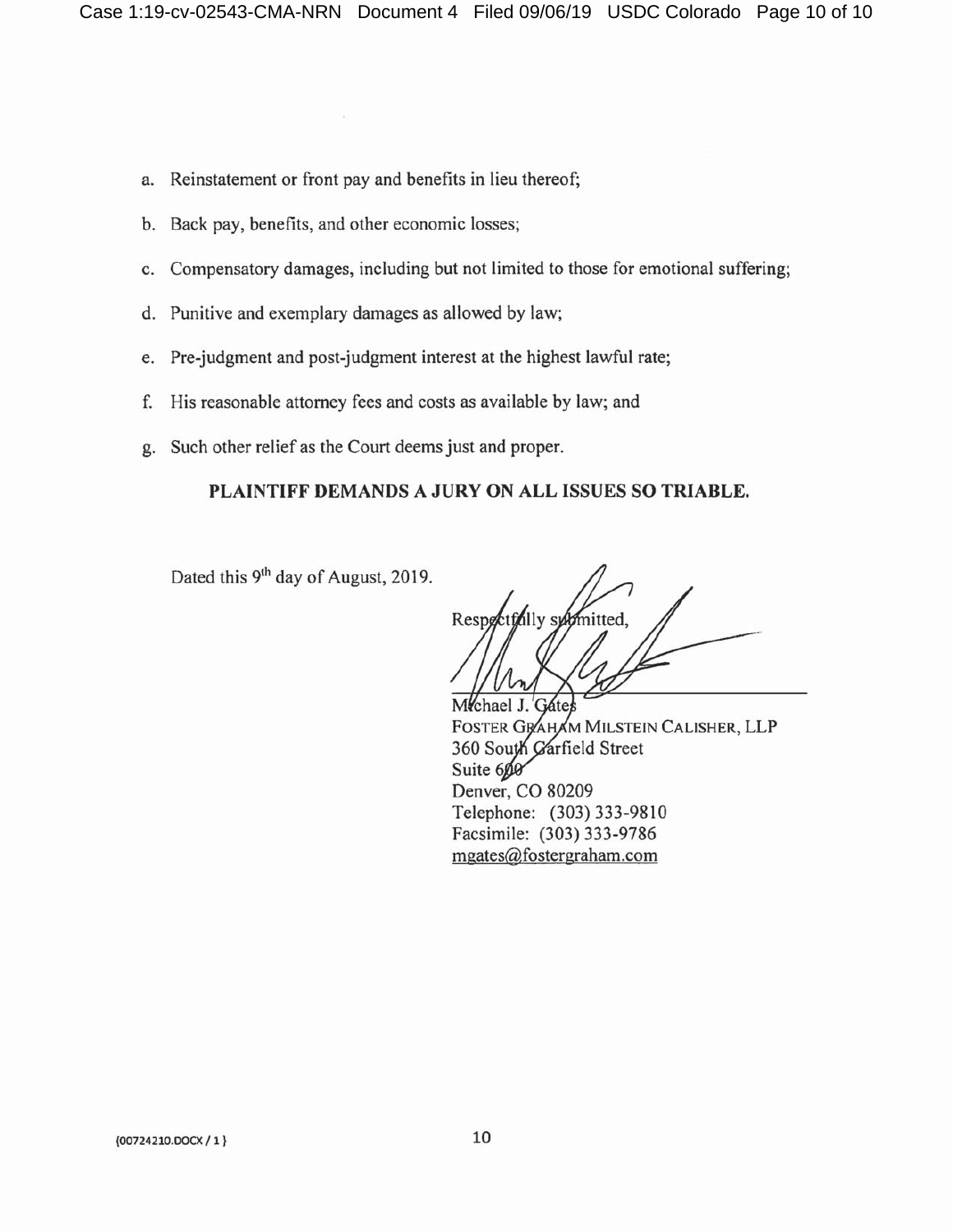a. Reinstatement or front pay and benefits in lieu thereof;

b. Back pay, benefits, and other economic losses;

c. Compensatory damages, including but not limited to those for emotional suffering;

d. Punitive and exemplary damages as allowed by law;

e. Pre-judgment and post-judgment interest at the highest lawful rate;

f. His reasonable attorney fees and costs as available by law; and

g. Such other relief as the Court deems just and proper.

**PLAINTIFF DEMANDS A JURY ON ALL ISSUES SO TRIABLE.**

Dated this 9th day of August, 2019.

Respectfully submitted,

Michael J. Gates
FOSTER GRAHAM MILSTEIN CALISHER, LLP
360 South Garfield Street
Suite 600
Denver, CO 80209
Telephone: (303) 333-9810
Facsimile: (303) 333-9786
mgates@fostergraham.com

{00724210.DOCX / 1 }